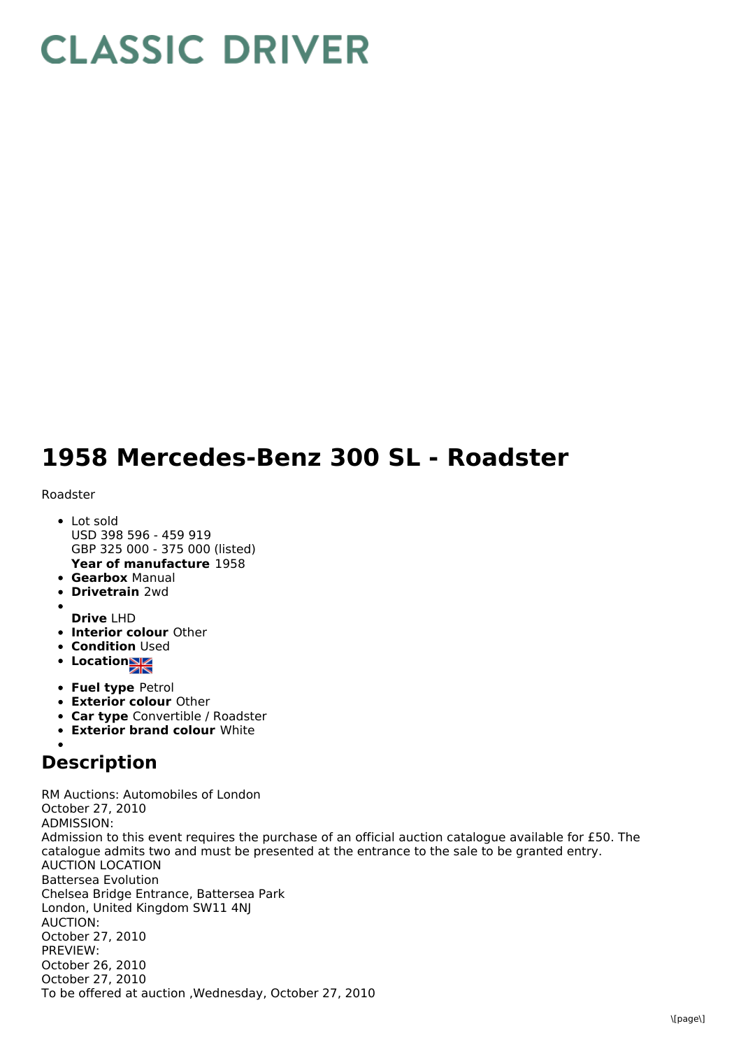# CLASSIC DRIVER

# 1958 Mercedes-Benz 300 SL - Roadster

Roadster

- Lot sold
  USD 398 596 - 459 919
  GBP 325 000 - 375 000 (listed)
  **Year of manufacture** 1958
- **Gearbox** Manual
- **Drivetrain** 2wd
- **Drive** LHD
- **Interior colour** Other
- **Condition** Used
- **Location**
- **Fuel type** Petrol
- **Exterior colour** Other
- **Car type** Convertible / Roadster
- **Exterior brand colour** White

## Description

RM Auctions: Automobiles of London
October 27, 2010
ADMISSION:
Admission to this event requires the purchase of an official auction catalogue available for £50. The catalogue admits two and must be presented at the entrance to the sale to be granted entry.
AUCTION LOCATION
Battersea Evolution
Chelsea Bridge Entrance, Battersea Park
London, United Kingdom SW11 4NJ
AUCTION:
October 27, 2010
PREVIEW:
October 26, 2010
October 27, 2010
To be offered at auction ,Wednesday, October 27, 2010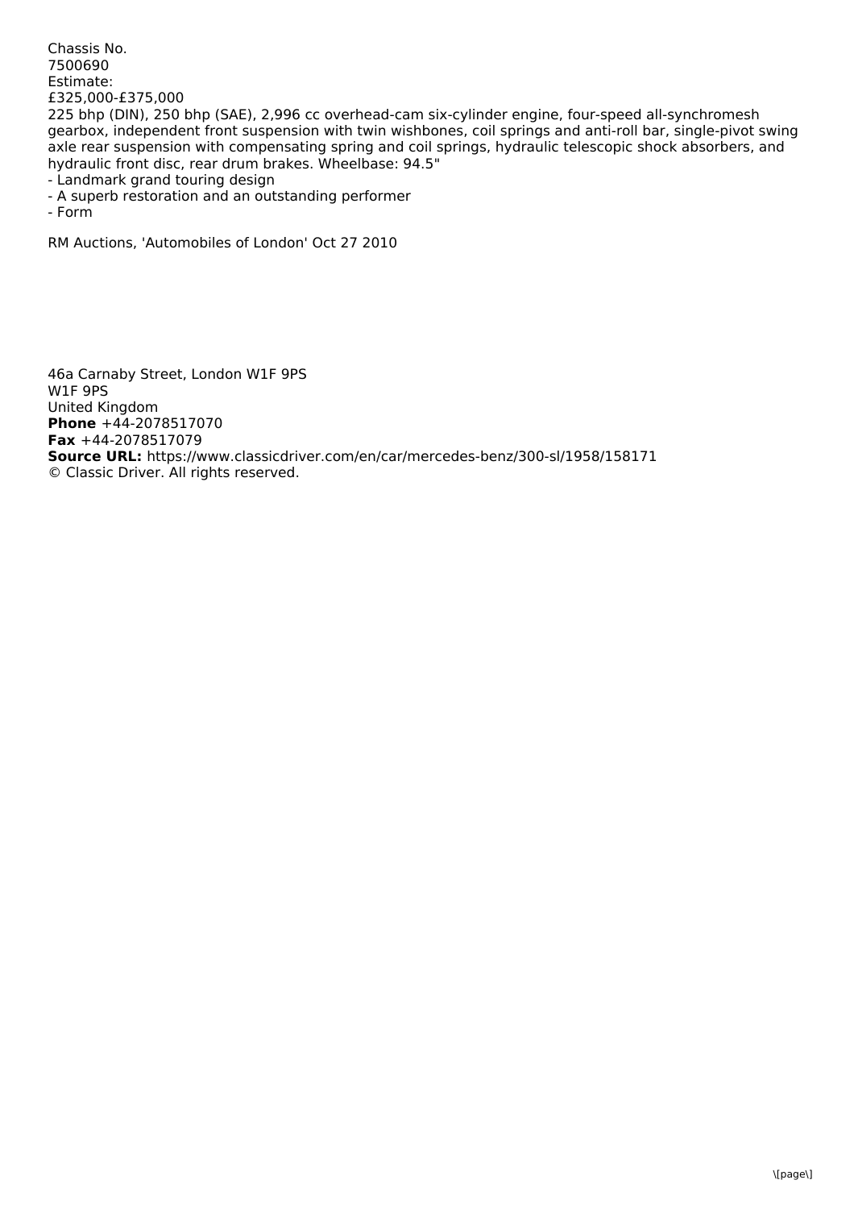Chassis No.
7500690
Estimate:
£325,000-£375,000
225 bhp (DIN), 250 bhp (SAE), 2,996 cc overhead-cam six-cylinder engine, four-speed all-synchromesh gearbox, independent front suspension with twin wishbones, coil springs and anti-roll bar, single-pivot swing axle rear suspension with compensating spring and coil springs, hydraulic telescopic shock absorbers, and hydraulic front disc, rear drum brakes. Wheelbase: 94.5"

- Landmark grand touring design
- A superb restoration and an outstanding performer
- Form

RM Auctions, 'Automobiles of London' Oct 27 2010

46a Carnaby Street, London W1F 9PS
W1F 9PS
United Kingdom
**Phone** +44-2078517070
**Fax** +44-2078517079
**Source URL:** https://www.classicdriver.com/en/car/mercedes-benz/300-sl/1958/158171
© Classic Driver. All rights reserved.